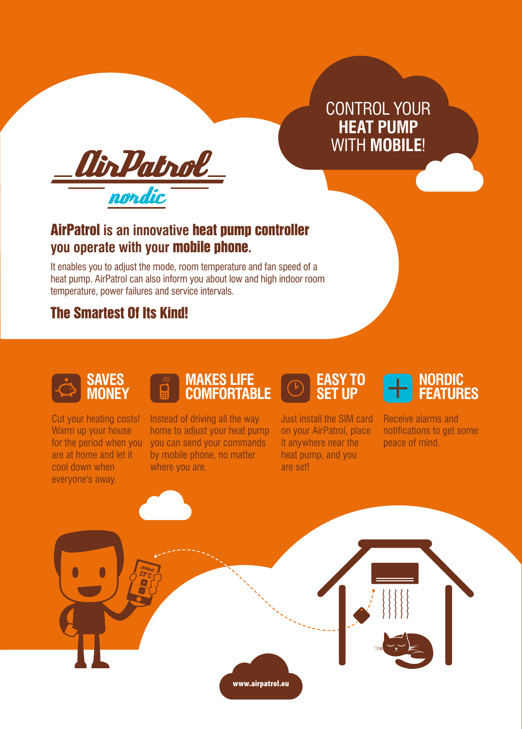CONTROL YOUR **HEAT PUMP** WITH **MOBILE**!

# AirPatrol nordic

## **AirPatrol** is an innovative **heat pump controller** you operate with your **mobile phone.**

It enables you to adjust the mode, room temperature and fan speed of a heat pump. AirPatrol can also inform you about low and high indoor room temperature, power failures and service intervals.

## The Smartest Of Its Kind!

### SAVES MONEY

Cut your heating costs! Warm up your house for the period when you are at home and let it cool down when everyone's away.

### MAKES LIFE COMFORTABLE

Instead of driving all the way home to adjust your heat pump you can send your commands by mobile phone, no matter where you are.

### EASY TO SET UP

Just install the SIM card on your AirPatrol, place it anywhere near the heat pump, and you are set!

### NORDIC FEATURES

Receive alarms and notifications to get some peace of mind.

www.airpatrol.eu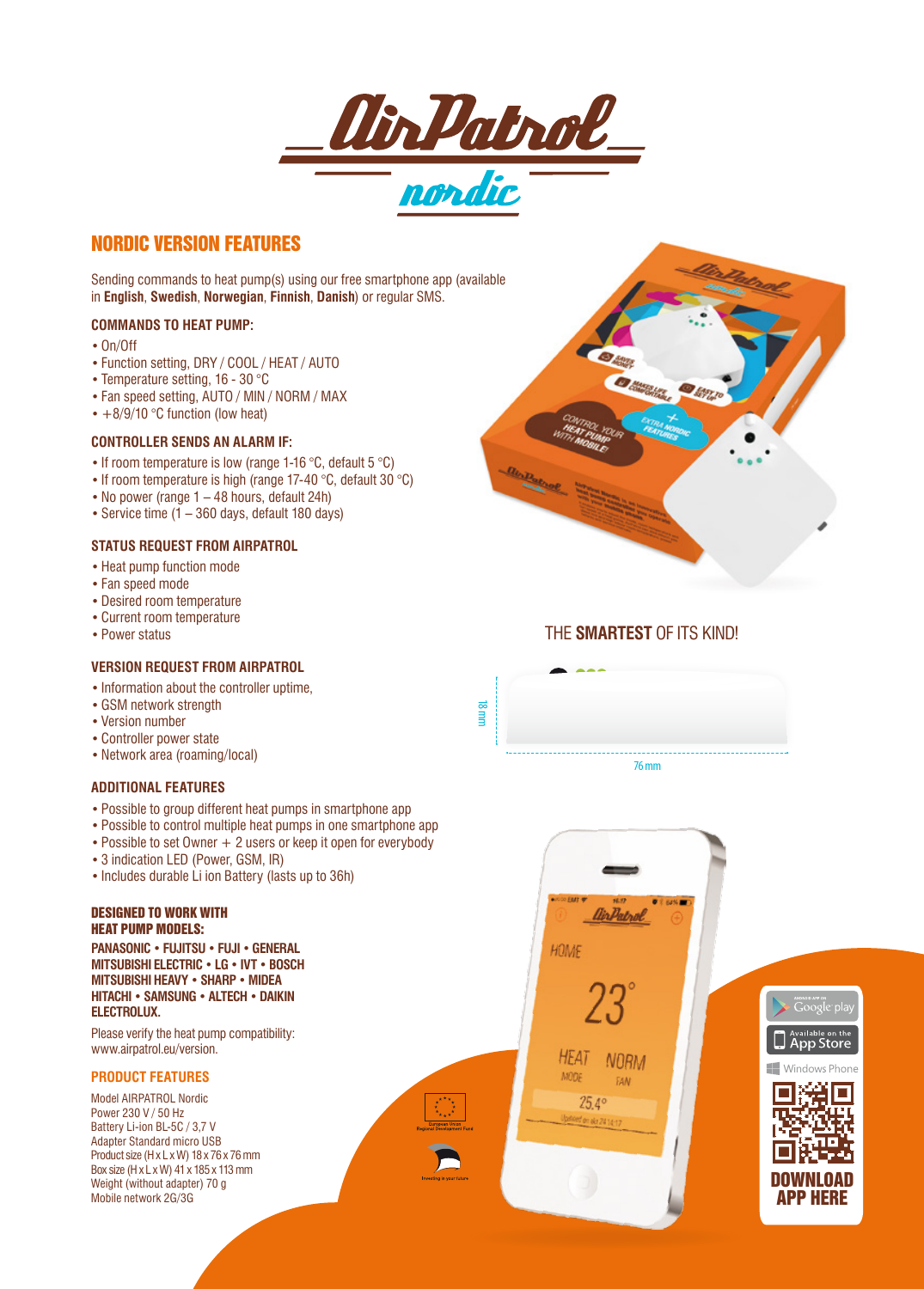# AirPatrol nordic

## NORDIC VERSION FEATURES

Sending commands to heat pump(s) using our free smartphone app (available in **English**, **Swedish**, **Norwegian**, **Finnish**, **Danish**) or regular SMS.

### COMMANDS TO HEAT PUMP:

- On/Off
- Function setting, DRY / COOL / HEAT / AUTO
- Temperature setting, 16 - 30 °C
- Fan speed setting, AUTO / MIN / NORM / MAX
- +8/9/10 °C function (low heat)

### CONTROLLER SENDS AN ALARM IF:

- If room temperature is low (range 1-16 °C, default 5 °C)
- If room temperature is high (range 17-40 °C, default 30 °C)
- No power (range 1 – 48 hours, default 24h)
- Service time (1 – 360 days, default 180 days)

### STATUS REQUEST FROM AIRPATROL

- Heat pump function mode
- Fan speed mode
- Desired room temperature
- Current room temperature
- Power status

### VERSION REQUEST FROM AIRPATROL

- Information about the controller uptime,
- GSM network strength
- Version number
- Controller power state
- Network area (roaming/local)

### ADDITIONAL FEATURES

- Possible to group different heat pumps in smartphone app
- Possible to control multiple heat pumps in one smartphone app
- Possible to set Owner + 2 users or keep it open for everybody
- 3 indication LED (Power, GSM, IR)
- Includes durable Li ion Battery (lasts up to 36h)

### DESIGNED TO WORK WITH HEAT PUMP MODELS:

**PANASONIC • FUJITSU • FUJI • GENERAL MITSUBISHI ELECTRIC • LG • IVT • BOSCH MITSUBISHI HEAVY • SHARP • MIDEA HITACHI • SAMSUNG • ALTECH • DAIKIN ELECTROLUX.**

Please verify the heat pump compatibility: www.airpatrol.eu/version.

## PRODUCT FEATURES

Model AIRPATROL Nordic
Power 230 V / 50 Hz
Battery Li-ion BL-5C / 3,7 V
Adapter Standard micro USB
Product size (H x L x W) 18 x 76 x 76 mm
Box size (H x L x W) 41 x 185 x 113 mm
Weight (without adapter) 70 g
Mobile network 2G/3G

THE **SMARTEST** OF ITS KIND!

18 mm

76 mm

European Union Regional Development Fund

Investing in your future

Google play
App Store
Windows Phone

**DOWNLOAD APP HERE**